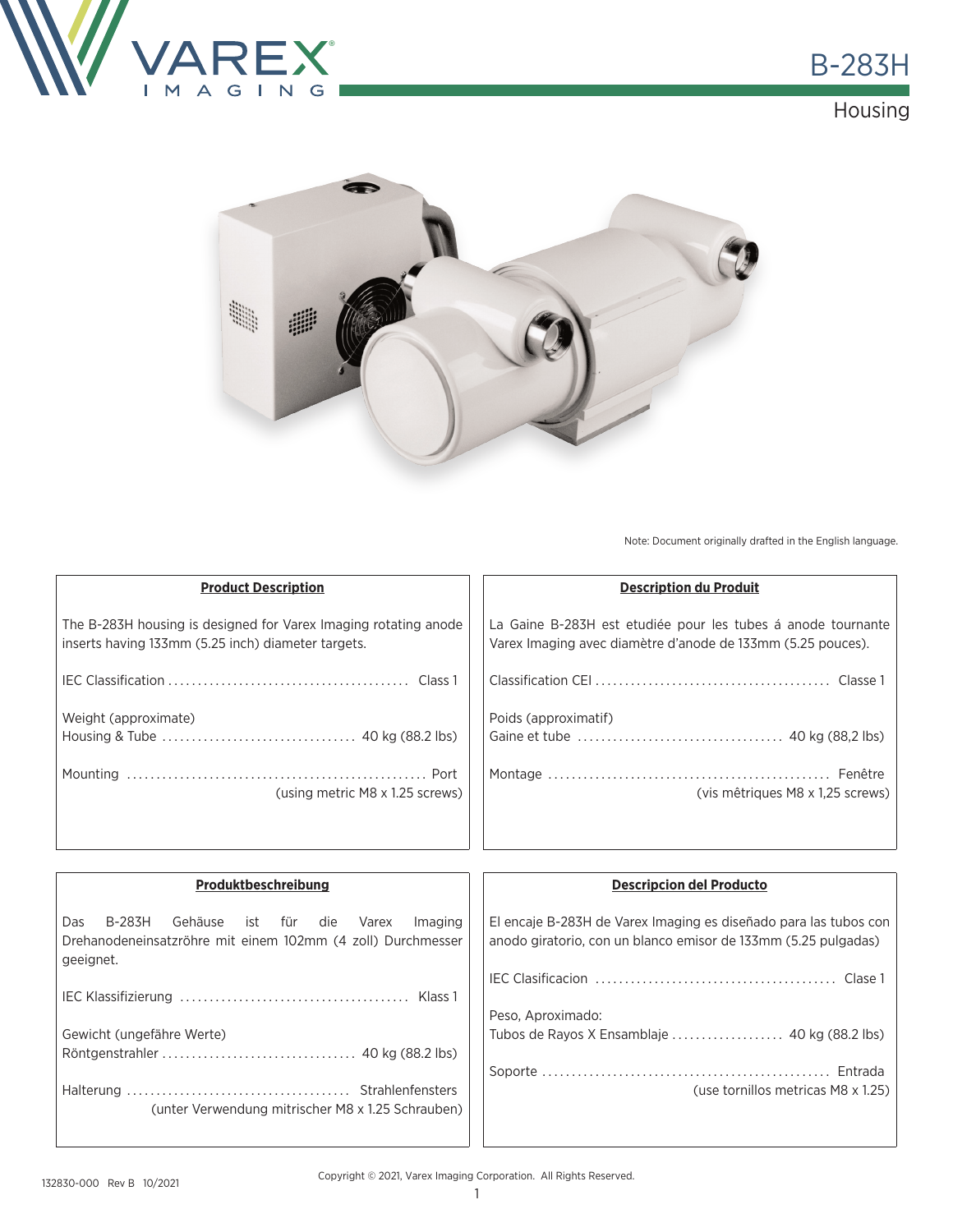# B-283H

## Housing

Note: Document originally drafted in the English language.

### Product Description

The B-283H housing is designed for Varex Imaging rotating anode inserts having 133mm (5.25 inch) diameter targets.

IEC Classification ........................................ Class 1

Weight (approximate)
Housing & Tube ................................ 40 kg (88.2 lbs)

Mounting .................................................. Port
(using metric M8 x 1.25 screws)

### Description du Produit

La Gaine B-283H est etudiée pour les tubes á anode tournante Varex Imaging avec diamètre d'anode de 133mm (5.25 pouces).

Classification CEI ....................................... Classe 1

Poids (approximatif)
Gaine et tube .................................. 40 kg (88,2 lbs)

Montage ............................................... Fenêtre
(vis mêtriques M8 x 1,25 screws)

### Produktbeschreibung

Das B-283H Gehäuse ist für die Varex Imaging Drehanodeneinsatzröhre mit einem 102mm (4 zoll) Durchmesser geeignet.

IEC Klassifizierung ...................................... Klass 1

Gewicht (ungefähre Werte)
Röntgenstrahler ................................ 40 kg (88.2 lbs)

Halterung ..................................... Strahlenfensters
(unter Verwendung mitrischer M8 x 1.25 Schrauben)

### Descripcion del Producto

El encaje B-283H de Varex Imaging es diseñado para las tubos con anodo giratorio, con un blanco emisor de 133mm (5.25 pulgadas)

IEC Clasificacion ........................................ Clase 1

Peso, Aproximado:
Tubos de Rayos X Ensamblaje .................. 40 kg (88.2 lbs)

Soporte ................................................ Entrada
(use tornillos metricas M8 x 1.25)

132830-000 Rev B 10/2021

Copyright © 2021, Varex Imaging Corporation. All Rights Reserved.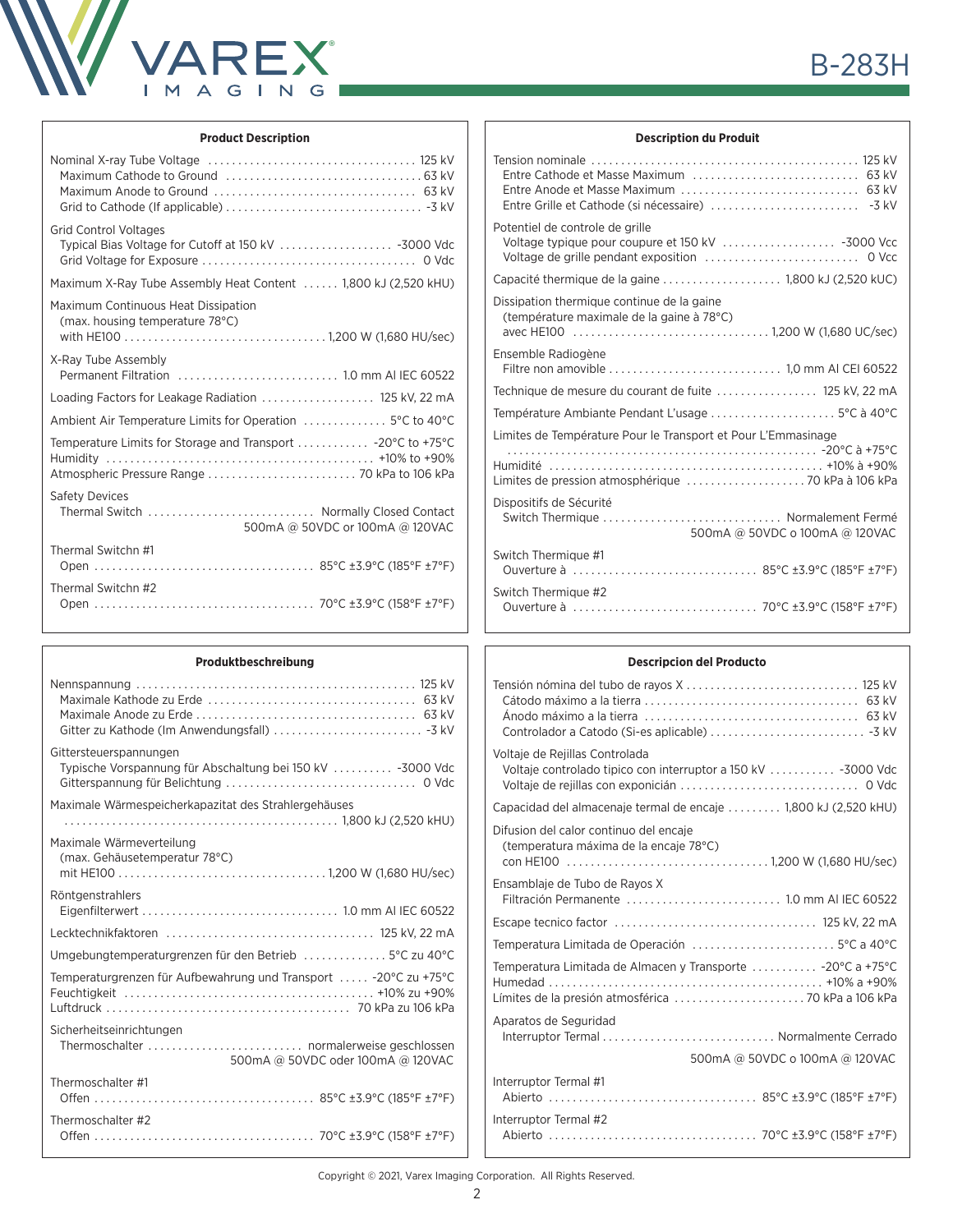## Product Description

| | |
|---|---|
| Nominal X-ray Tube Voltage | 125 kV |
| Maximum Cathode to Ground | 63 kV |
| Maximum Anode to Ground | 63 kV |
| Grid to Cathode (If applicable) | -3 kV |
| **Grid Control Voltages** | |
| Typical Bias Voltage for Cutoff at 150 kV | -3000 Vdc |
| Grid Voltage for Exposure | 0 Vdc |
| Maximum X-Ray Tube Assembly Heat Content | 1,800 kJ (2,520 kHU) |
| **Maximum Continuous Heat Dissipation (max. housing temperature 78°C)** | |
| with HE100 | 1,200 W (1,680 HU/sec) |
| **X-Ray Tube Assembly** | |
| Permanent Filtration | 1.0 mm Al IEC 60522 |
| Loading Factors for Leakage Radiation | 125 kV, 22 mA |
| Ambient Air Temperature Limits for Operation | 5°C to 40°C |
| Temperature Limits for Storage and Transport | -20°C to +75°C |
| Humidity | +10% to +90% |
| Atmospheric Pressure Range | 70 kPa to 106 kPa |
| **Safety Devices** | |
| Thermal Switch | Normally Closed Contact 500mA @ 50VDC or 100mA @ 120VAC |
| **Thermal Switchn #1** | |
| Open | 85°C ±3.9°C (185°F ±7°F) |
| **Thermal Switchn #2** | |
| Open | 70°C ±3.9°C (158°F ±7°F) |

## Description du Produit

| | |
|---|---|
| Tension nominale | 125 kV |
| Entre Cathode et Masse Maximum | 63 kV |
| Entre Anode et Masse Maximum | 63 kV |
| Entre Grille et Cathode (si nécessaire) | -3 kV |
| **Potentiel de controle de grille** | |
| Voltage typique pour coupure et 150 kV | -3000 Vcc |
| Voltage de grille pendant exposition | 0 Vcc |
| Capacité thermique de la gaine | 1,800 kJ (2,520 kUC) |
| **Dissipation thermique continue de la gaine (température maximale de la gaine à 78°C)** | |
| avec HE100 | 1,200 W (1,680 UC/sec) |
| **Ensemble Radiogène** | |
| Filtre non amovible | 1,0 mm Al CEI 60522 |
| Technique de mesure du courant de fuite | 125 kV, 22 mA |
| Température Ambiante Pendant L'usage | 5°C à 40°C |
| Limites de Température Pour le Transport et Pour L'Emmasinage | -20°C à +75°C |
| Humidité | +10% à +90% |
| Limites de pression atmosphérique | 70 kPa à 106 kPa |
| **Dispositifs de Sécurité** | |
| Switch Thermique | Normalement Fermé 500mA @ 50VDC o 100mA @ 120VAC |
| **Switch Thermique #1** | |
| Ouverture à | 85°C ±3.9°C (185°F ±7°F) |
| **Switch Thermique #2** | |
| Ouverture à | 70°C ±3.9°C (158°F ±7°F) |

## Produktbeschreibung

| | |
|---|---|
| Nennspannung | 125 kV |
| Maximale Kathode zu Erde | 63 kV |
| Maximale Anode zu Erde | 63 kV |
| Gitter zu Kathode (Im Anwendungsfall) | -3 kV |
| **Gittersteuerspannungen** | |
| Typische Vorspannung für Abschaltung bei 150 kV | -3000 Vdc |
| Gitterspannung für Belichtung | 0 Vdc |
| Maximale Wärmespeicherkapazitat des Strahlergehäuses | 1,800 kJ (2,520 kHU) |
| **Maximale Wärmeverteilung (max. Gehäusetemperatur 78°C)** | |
| mit HE100 | 1,200 W (1,680 HU/sec) |
| **Röntgenstrahlers** | |
| Eigenfilterwert | 1.0 mm Al IEC 60522 |
| Lecktechnikfaktoren | 125 kV, 22 mA |
| Umgebungtemperaturgrenzen für den Betrieb | 5°C zu 40°C |
| Temperaturgrenzen für Aufbewahrung und Transport | -20°C zu +75°C |
| Feuchtigkeit | +10% zu +90% |
| Luftdruck | 70 kPa zu 106 kPa |
| **Sicherheitseinrichtungen** | |
| Thermoschalter | normalerweise geschlossen 500mA @ 50VDC oder 100mA @ 120VAC |
| **Thermoschalter #1** | |
| Offen | 85°C ±3.9°C (185°F ±7°F) |
| **Thermoschalter #2** | |
| Offen | 70°C ±3.9°C (158°F ±7°F) |

## Descripcion del Producto

| | |
|---|---|
| Tensión nómina del tubo de rayos X | 125 kV |
| Cátodo máximo a la tierra | 63 kV |
| Ánodo máximo a la tierra | 63 kV |
| Controlador a Catodo (Si-es aplicable) | -3 kV |
| **Voltaje de Rejillas Controlada** | |
| Voltaje controlado tipico con interruptor a 150 kV | -3000 Vdc |
| Voltaje de rejillas con exposición | 0 Vdc |
| Capacidad del almacenaje termal de encaje | 1,800 kJ (2,520 kHU) |
| **Difusion del calor continuo del encaje (temperatura máxima de la encaje 78°C)** | |
| con HE100 | 1,200 W (1,680 HU/sec) |
| **Ensamblaje de Tubo de Rayos X** | |
| Filtración Permanente | 1.0 mm Al IEC 60522 |
| Escape tecnico factor | 125 kV, 22 mA |
| Temperatura Limitada de Operación | 5°C a 40°C |
| Temperatura Limitada de Almacen y Transporte | -20°C a +75°C |
| Humedad | +10% a +90% |
| Límites de la presión atmosférica | 70 kPa a 106 kPa |
| **Aparatos de Seguridad** | |
| Interruptor Termal | Normalmente Cerrado 500mA @ 50VDC o 100mA @ 120VAC |
| **Interruptor Termal #1** | |
| Abierto | 85°C ±3.9°C (185°F ±7°F) |
| **Interruptor Termal #2** | |
| Abierto | 70°C ±3.9°C (158°F ±7°F) |

Copyright © 2021, Varex Imaging Corporation. All Rights Reserved.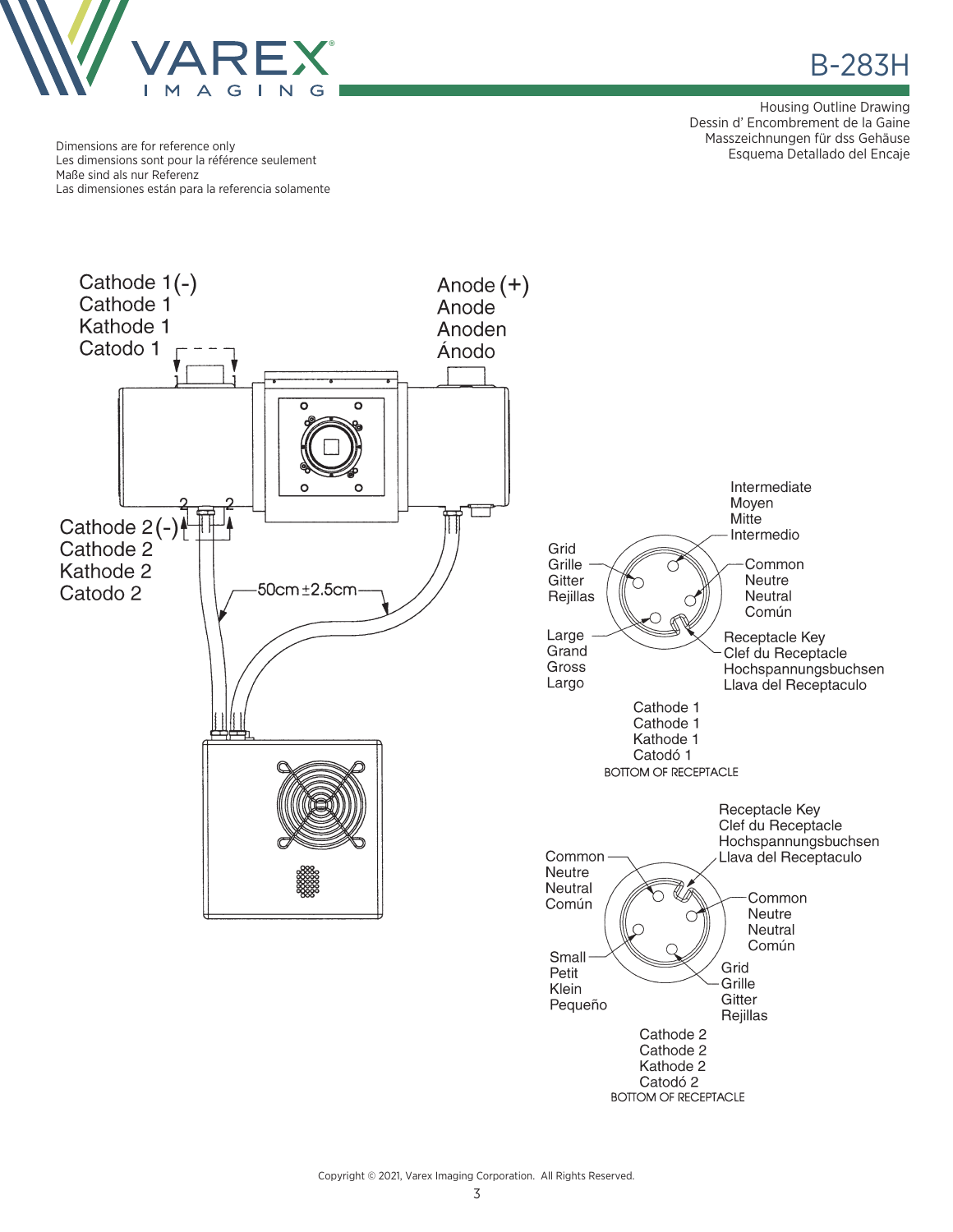VAREX IMAGING

# B-283H

Housing Outline Drawing
Dessin d' Encombrement de la Gaine
Masszeichnungen für dss Gehäuse
Esquema Detallado del Encaje

Dimensions are for reference only
Les dimensions sont pour la référence seulement
Maße sind als nur Referenz
Las dimensiones están para la referencia solamente

Cathode 1(-)
Cathode 1
Kathode 1
Catodo 1

Anode (+)
Anode
Anoden
Ánodo

Cathode 2(-)
Cathode 2
Kathode 2
Catodo 2

2 2

50cm ±2.5cm

Intermediate
Moyen
Mitte
Intermedio

Grid
Grille
Gitter
Rejillas

Common
Neutre
Neutral
Común

Large
Grand
Gross
Largo

Receptacle Key
Clef du Receptacle
Hochspannungsbuchsen
Llava del Receptaculo

Cathode 1
Cathode 1
Kathode 1
Catodó 1
BOTTOM OF RECEPTACLE

Receptacle Key
Clef du Receptacle
Hochspannungsbuchsen
Llava del Receptaculo

Common
Neutre
Neutral
Común

Common
Neutre
Neutral
Común

Small
Petit
Klein
Pequeño

Grid
Grille
Gitter
Rejillas

Cathode 2
Cathode 2
Kathode 2
Catodó 2
BOTTOM OF RECEPTACLE

Copyright © 2021, Varex Imaging Corporation. All Rights Reserved.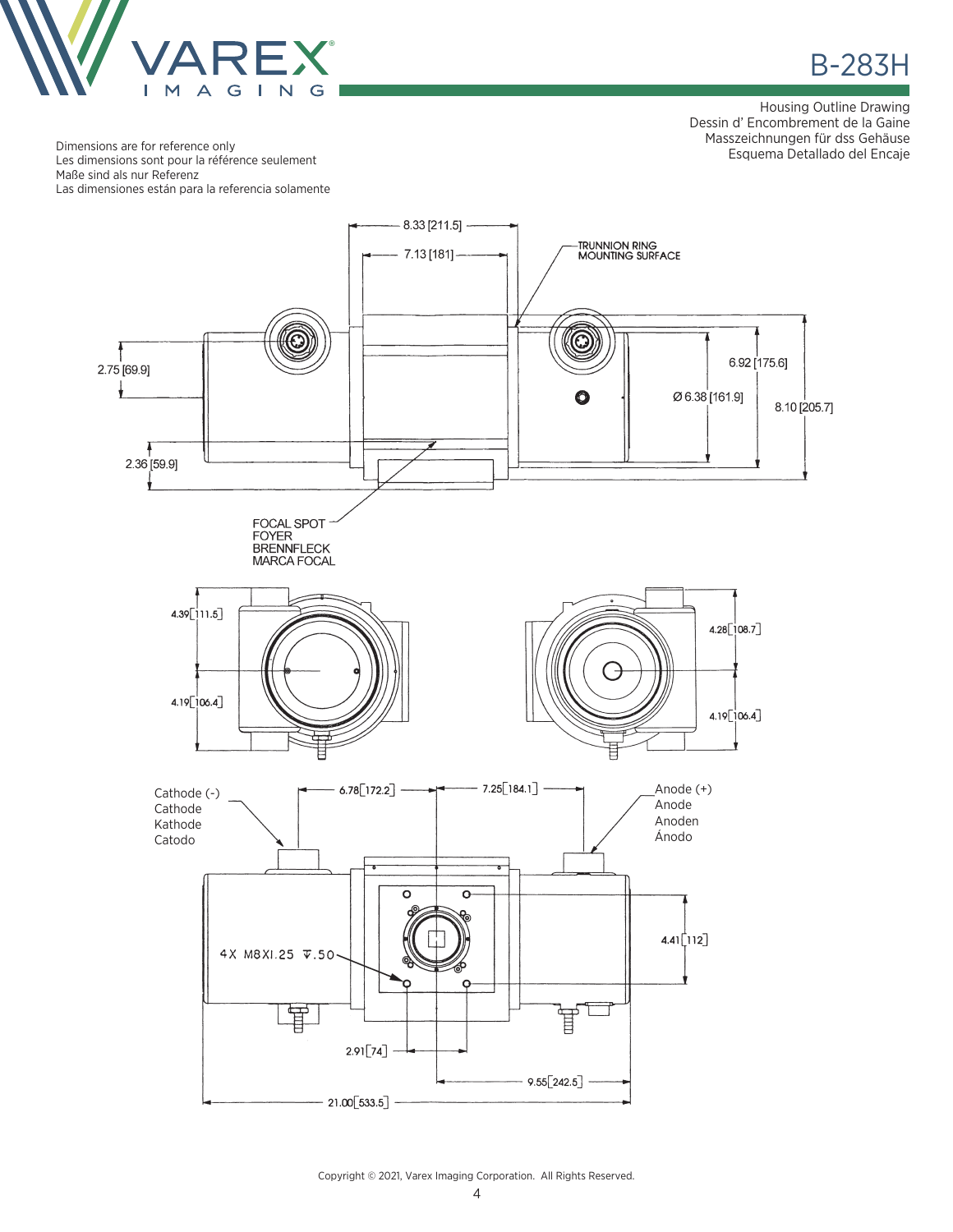# B-283H

Housing Outline Drawing
Dessin d' Encombrement de la Gaine
Masszeichnungen für dss Gehäuse
Esquema Detallado del Encaje

Dimensions are for reference only
Les dimensions sont pour la référence seulement
Maße sind als nur Referenz
Las dimensiones están para la referencia solamente

8.33 [211.5]
7.13 [181]
TRUNNION RING MOUNTING SURFACE
2.75 [69.9]
6.92 [175.6]
Ø 6.38 [161.9]
8.10 [205.7]
2.36 [59.9]

FOCAL SPOT
FOYER
BRENNFLECK
MARCA FOCAL

4.39 [111.5]
4.19 [106.4]
4.28 [108.7]
4.19 [106.4]

Cathode (-)
Cathode
Kathode
Catodo

6.78 [172.2]
7.25 [184.1]

Anode (+)
Anode
Anoden
Ánodo

4X M8X1.25 ↧.50
4.41 [112]
2.91 [74]
9.55 [242.5]
21.00 [533.5]

Copyright © 2021, Varex Imaging Corporation. All Rights Reserved.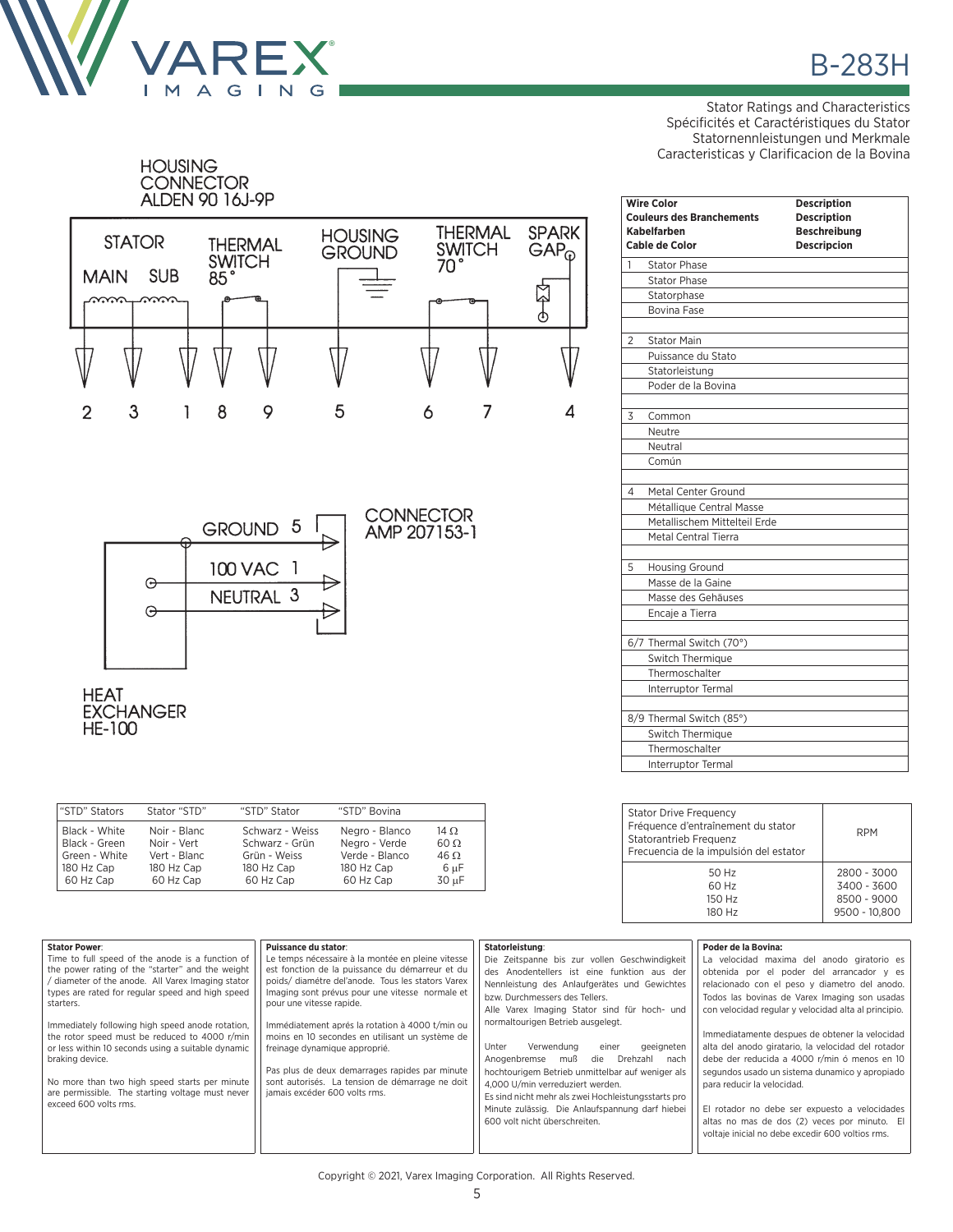# B-283H

Stator Ratings and Characteristics
Spécificités et Caractéristiques du Stator
Statornennleistungen und Merkmale
Caracteristicas y Clarificacion de la Bovina

HOUSING CONNECTOR ALDEN 90 16J-9P

STATOR MAIN SUB — THERMAL SWITCH 85° — HOUSING GROUND — THERMAL SWITCH 70° — SPARK GAP

2 3 1 8 9 5 6 7 4

GROUND 5
100 VAC 1
NEUTRAL 3

CONNECTOR AMP 207153-1

HEAT EXCHANGER HE-100

| Wire Color / Couleurs des Branchements / Kabelfarben / Cable de Color | Description / Description / Beschreibung / Descripcion |
|---|---|
| 1 | Stator Phase |
| | Stator Phase |
| | Statorphase |
| | Bovina Fase |
| 2 | Stator Main |
| | Puissance du Stato |
| | Statorleistung |
| | Poder de la Bovina |
| 3 | Common |
| | Neutre |
| | Neutral |
| | Común |
| 4 | Metal Center Ground |
| | Métallique Central Masse |
| | Metallischem Mittelteil Erde |
| | Metal Central Tierra |
| 5 | Housing Ground |
| | Masse de la Gaine |
| | Masse des Gehäuses |
| | Encaje a Tierra |
| 6/7 | Thermal Switch (70°) |
| | Switch Thermique |
| | Thermoschalter |
| | Interruptor Termal |
| 8/9 | Thermal Switch (85°) |
| | Switch Thermique |
| | Thermoschalter |
| | Interruptor Termal |

| "STD" Stators | Stator "STD" | "STD" Stator | "STD" Bovina | |
|---|---|---|---|---|
| Black - White | Noir - Blanc | Schwarz - Weiss | Negro - Blanco | 14 Ω |
| Black - Green | Noir - Vert | Schwarz - Grün | Negro - Verde | 60 Ω |
| Green - White | Vert - Blanc | Grün - Weiss | Verde - Blanco | 46 Ω |
| 180 Hz Cap | 180 Hz Cap | 180 Hz Cap | 180 Hz Cap | 6 μF |
| 60 Hz Cap | 60 Hz Cap | 60 Hz Cap | 60 Hz Cap | 30 μF |

| Stator Drive Frequency / Fréquence d'entraînement du stator / Statorantrieb Frequenz / Frecuencia de la impulsión del estator | RPM |
|---|---|
| 50 Hz | 2800 - 3000 |
| 60 Hz | 3400 - 3600 |
| 150 Hz | 8500 - 9000 |
| 180 Hz | 9500 - 10,800 |

**Stator Power**:
Time to full speed of the anode is a function of the power rating of the "starter" and the weight / diameter of the anode. All Varex Imaging stator types are rated for regular speed and high speed starters.

Immediately following high speed anode rotation, the rotor speed must be reduced to 4000 r/min or less within 10 seconds using a suitable dynamic braking device.

No more than two high speed starts per minute are permissible. The starting voltage must never exceed 600 volts rms.

**Puissance du stator**:
Le temps nécessaire à la montée en pleine vitesse est fonction de la puissance du démarreur et du poids/ diamétre del'anode. Tous les stators Varex Imaging sont prévus pour une vitesse normale et pour une vitesse rapide.

Immédiatement aprés la rotation à 4000 t/min ou moins en 10 secondes en utilisant un système de freinage dynamique approprié.

Pas plus de deux demarrages rapides par minute sont autorisés. La tension de démarrage ne doit jamais excéder 600 volts rms.

**Statorleistung**:
Die Zeitspanne bis zur vollen Geschwindigkeit des Anodentellers ist eine funktion aus der Nennleistung des Anlaufgerätes und Gewichtes bzw. Durchmessers des Tellers.
Alle Varex Imaging Stator sind für hoch- und normaltourigen Betrieb ausgelegt.

Unter Verwendung einer geeigneten Anogenbremse muß die Drehzahl nach hochtourigem Betrieb unmittelbar auf weniger als 4,000 U/min verreduziert werden.
Es sind nicht mehr als zwei Hochleistungsstarts pro Minute zulässig. Die Anlaufspannung darf hiebei 600 volt nicht überschreiten.

**Poder de la Bovina:**
La velocidad maxima del anodo giratorio es obtenida por el poder del arrancador y es relacionado con el peso y diametro del anodo. Todos las bovinas de Varex Imaging son usadas con velocidad regular y velocidad alta al principio.

Immediatamente despues de obtener la velocidad alta del anodo giratario, la velocidad del rotador debe der reducida a 4000 r/min ó menos en 10 segundos usado un sistema dunamico y apropiado para reducir la velocidad.

El rotador no debe ser expuesto a velocidades altas no mas de dos (2) veces por minuto. El voltaje inicial no debe excedir 600 voltios rms.

Copyright © 2021, Varex Imaging Corporation. All Rights Reserved.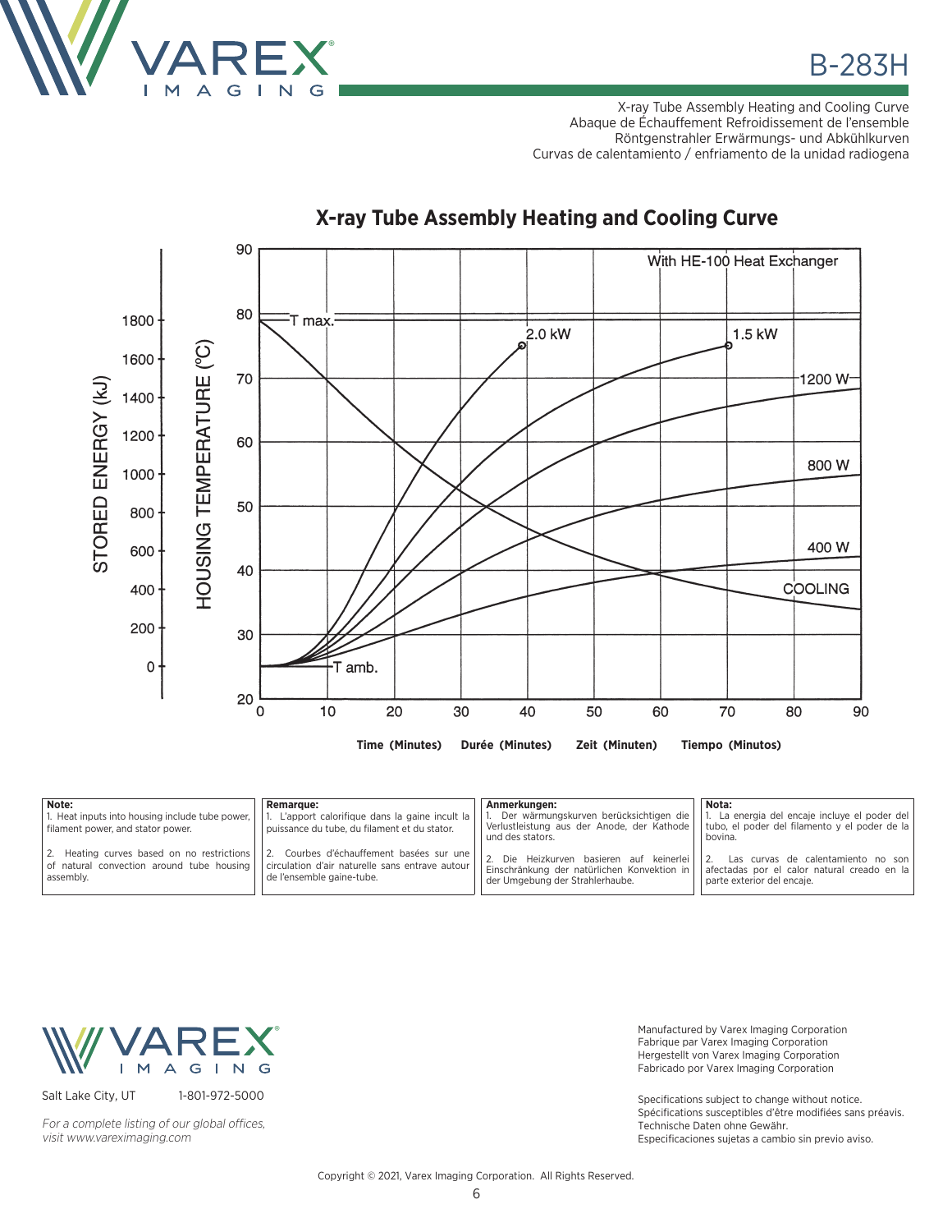# B-283H

X-ray Tube Assembly Heating and Cooling Curve
Abaque de Échauffement Refroidissement de l'ensemble
Röntgenstrahler Erwärmungs- und Abkühlkurven
Curvas de calentamiento / enfriamento de la unidad radiogena

## X-ray Tube Assembly Heating and Cooling Curve

With HE-100 Heat Exchanger

STORED ENERGY (kJ)
1800
1600
1400
1200
1000
800
600
400
200
0

HOUSING TEMPERATURE (°C)
90
80
70
60
50
40
30
20

T max.
T amb.
2.0 kW
1.5 kW
1200 W
800 W
400 W
COOLING

0 10 20 30 40 50 60 70 80 90

**Time (Minutes) Durée (Minutes) Zeit (Minuten) Tiempo (Minutos)**

**Note:**
1. Heat inputs into housing include tube power, filament power, and stator power.
2. Heating curves based on no restrictions of natural convection around tube housing assembly.

**Remarque:**
1. L'apport calorifique dans la gaine incult la puissance du tube, du filament et du stator.
2. Courbes d'échauffement basées sur une circulation d'air naturelle sans entrave autour de l'ensemble gaine-tube.

**Anmerkungen:**
1. Der wärmungskurven berücksichtigen die Verlustleistung aus der Anode, der Kathode und des stators.
2. Die Heizkurven basieren auf keinerlei Einschränkung der natürlichen Konvektion in der Umgebung der Strahlerhaube.

**Nota:**
1. La energia del encaje incluye el poder del tubo, el poder del filamento y el poder de la bovina.
2. Las curvas de calentamiento no son afectadas por el calor natural creado en la parte exterior del encaje.

Salt Lake City, UT 1-801-972-5000

*For a complete listing of our global offices, visit www.vareximaging.com*

Manufactured by Varex Imaging Corporation
Fabrique par Varex Imaging Corporation
Hergestellt von Varex Imaging Corporation
Fabricado por Varex Imaging Corporation

Specifications subject to change without notice.
Spécifications susceptibles d'être modifiées sans préavis.
Technische Daten ohne Gewähr.
Especificaciones sujetas a cambio sin previo aviso.

Copyright © 2021, Varex Imaging Corporation. All Rights Reserved.